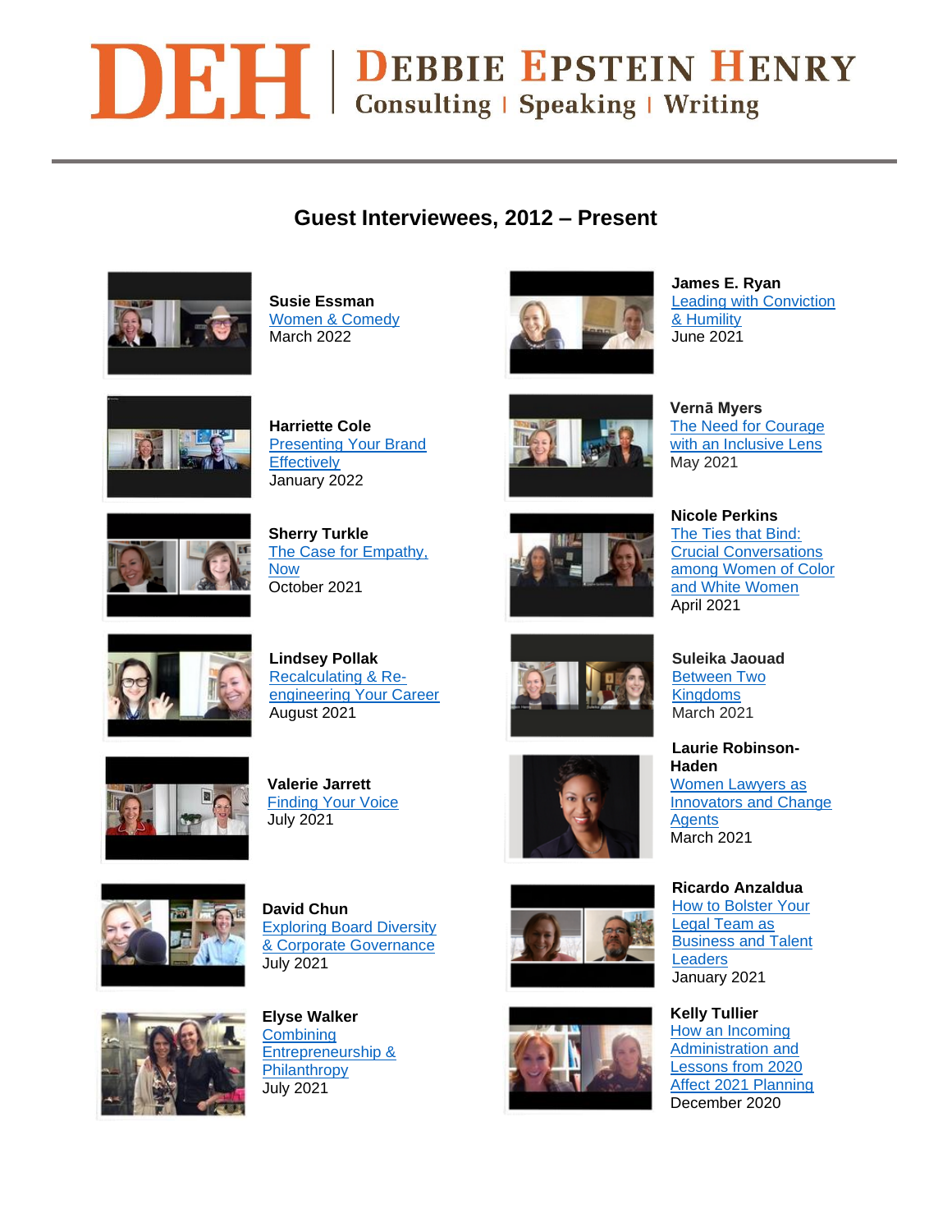# DEH | DEBBIE EPSTEIN HENRY
Consulting | Speaking | Writing

## Guest Interviewees, 2012 – Present

**Susie Essman**
Women & Comedy
March 2022

**Harriette Cole**
Presenting Your Brand Effectively
January 2022

**Sherry Turkle**
The Case for Empathy, Now
October 2021

**Lindsey Pollak**
Recalculating & Re-engineering Your Career
August 2021

**Valerie Jarrett**
Finding Your Voice
July 2021

**David Chun**
Exploring Board Diversity & Corporate Governance
July 2021

**Elyse Walker**
Combining Entrepreneurship & Philanthropy
July 2021

**James E. Ryan**
Leading with Conviction & Humility
June 2021

**Vernā Myers**
The Need for Courage with an Inclusive Lens
May 2021

**Nicole Perkins**
The Ties that Bind: Crucial Conversations among Women of Color and White Women
April 2021

**Suleika Jaouad**
Between Two Kingdoms
March 2021

**Laurie Robinson-Haden**
Women Lawyers as Innovators and Change Agents
March 2021

**Ricardo Anzaldua**
How to Bolster Your Legal Team as Business and Talent Leaders
January 2021

**Kelly Tullier**
How an Incoming Administration and Lessons from 2020 Affect 2021 Planning
December 2020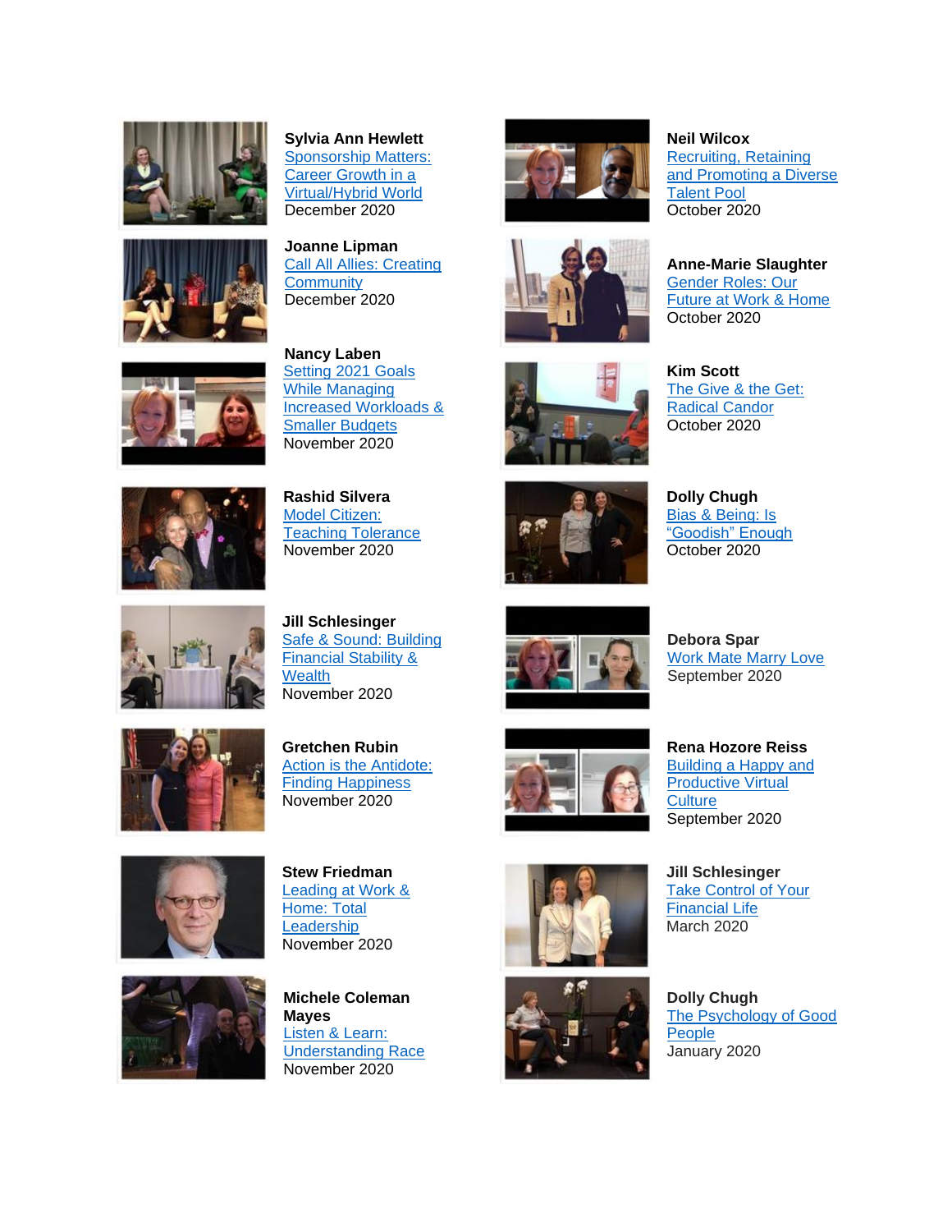**Sylvia Ann Hewlett**
Sponsorship Matters: Career Growth in a Virtual/Hybrid World
December 2020

**Joanne Lipman**
Call All Allies: Creating Community
December 2020

**Nancy Laben**
Setting 2021 Goals While Managing Increased Workloads & Smaller Budgets
November 2020

**Rashid Silvera**
Model Citizen: Teaching Tolerance
November 2020

**Jill Schlesinger**
Safe & Sound: Building Financial Stability & Wealth
November 2020

**Gretchen Rubin**
Action is the Antidote: Finding Happiness
November 2020

**Stew Friedman**
Leading at Work & Home: Total Leadership
November 2020

**Michele Coleman Mayes**
Listen & Learn: Understanding Race
November 2020

**Neil Wilcox**
Recruiting, Retaining and Promoting a Diverse Talent Pool
October 2020

**Anne-Marie Slaughter**
Gender Roles: Our Future at Work & Home
October 2020

**Kim Scott**
The Give & the Get: Radical Candor
October 2020

**Dolly Chugh**
Bias & Being: Is "Goodish" Enough
October 2020

**Debora Spar**
Work Mate Marry Love
September 2020

**Rena Hozore Reiss**
Building a Happy and Productive Virtual Culture
September 2020

**Jill Schlesinger**
Take Control of Your Financial Life
March 2020

**Dolly Chugh**
The Psychology of Good People
January 2020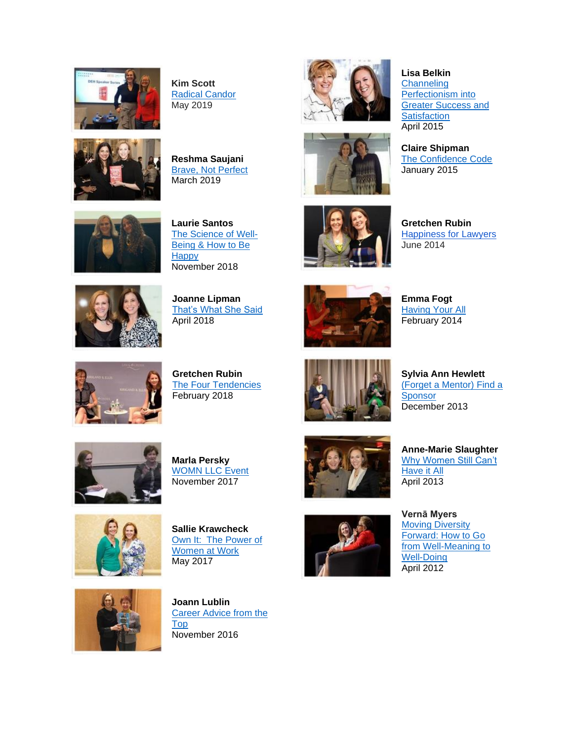**Kim Scott**
Radical Candor
May 2019

**Reshma Saujani**
Brave, Not Perfect
March 2019

**Laurie Santos**
The Science of Well-Being & How to Be Happy
November 2018

**Joanne Lipman**
That's What She Said
April 2018

**Gretchen Rubin**
The Four Tendencies
February 2018

**Marla Persky**
WOMN LLC Event
November 2017

**Sallie Krawcheck**
Own It: The Power of Women at Work
May 2017

**Joann Lublin**
Career Advice from the Top
November 2016

**Lisa Belkin**
Channeling Perfectionism into Greater Success and Satisfaction
April 2015

**Claire Shipman**
The Confidence Code
January 2015

**Gretchen Rubin**
Happiness for Lawyers
June 2014

**Emma Fogt**
Having Your All
February 2014

**Sylvia Ann Hewlett**
(Forget a Mentor) Find a Sponsor
December 2013

**Anne-Marie Slaughter**
Why Women Still Can't Have it All
April 2013

**Vernā Myers**
Moving Diversity Forward: How to Go from Well-Meaning to Well-Doing
April 2012